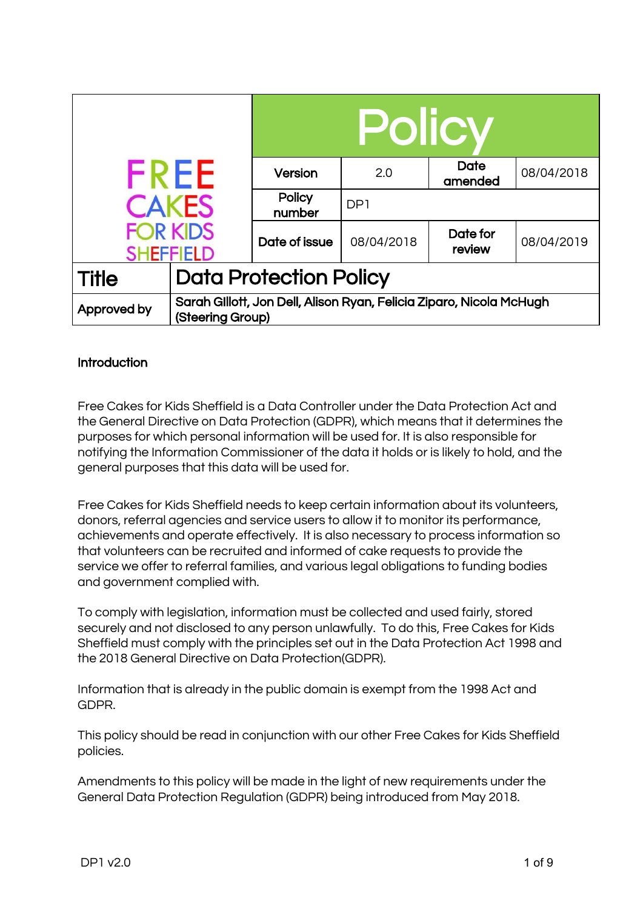| FREE CAKES FOR KIDS SHEFFIELD | Policy | | | |
|---|---|---|---|---|
| | Version | 2.0 | Date amended | 08/04/2018 |
| | Policy number | DP1 | | |
| | Date of issue | 08/04/2018 | Date for review | 08/04/2019 |
| **Title** | **Data Protection Policy** | | | |
| **Approved by** | Sarah Gillott, Jon Dell, Alison Ryan, Felicia Ziparo, Nicola McHugh (Steering Group) | | | |

**Introduction**

Free Cakes for Kids Sheffield is a Data Controller under the Data Protection Act and the General Directive on Data Protection (GDPR), which means that it determines the purposes for which personal information will be used for. It is also responsible for notifying the Information Commissioner of the data it holds or is likely to hold, and the general purposes that this data will be used for.

Free Cakes for Kids Sheffield needs to keep certain information about its volunteers, donors, referral agencies and service users to allow it to monitor its performance, achievements and operate effectively. It is also necessary to process information so that volunteers can be recruited and informed of cake requests to provide the service we offer to referral families, and various legal obligations to funding bodies and government complied with.

To comply with legislation, information must be collected and used fairly, stored securely and not disclosed to any person unlawfully. To do this, Free Cakes for Kids Sheffield must comply with the principles set out in the Data Protection Act 1998 and the 2018 General Directive on Data Protection(GDPR).

Information that is already in the public domain is exempt from the 1998 Act and GDPR.

This policy should be read in conjunction with our other Free Cakes for Kids Sheffield policies.

Amendments to this policy will be made in the light of new requirements under the General Data Protection Regulation (GDPR) being introduced from May 2018.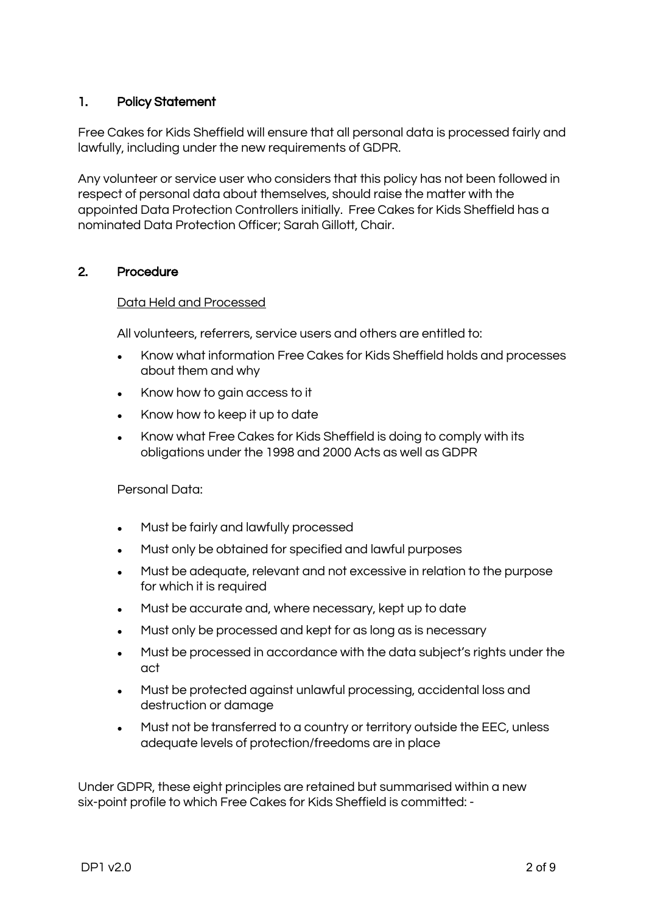## 1. Policy Statement

Free Cakes for Kids Sheffield will ensure that all personal data is processed fairly and lawfully, including under the new requirements of GDPR.

Any volunteer or service user who considers that this policy has not been followed in respect of personal data about themselves, should raise the matter with the appointed Data Protection Controllers initially. Free Cakes for Kids Sheffield has a nominated Data Protection Officer; Sarah Gillott, Chair.

## 2. Procedure

### Data Held and Processed

All volunteers, referrers, service users and others are entitled to:

- Know what information Free Cakes for Kids Sheffield holds and processes about them and why
- Know how to gain access to it
- Know how to keep it up to date
- Know what Free Cakes for Kids Sheffield is doing to comply with its obligations under the 1998 and 2000 Acts as well as GDPR

Personal Data:

- Must be fairly and lawfully processed
- Must only be obtained for specified and lawful purposes
- Must be adequate, relevant and not excessive in relation to the purpose for which it is required
- Must be accurate and, where necessary, kept up to date
- Must only be processed and kept for as long as is necessary
- Must be processed in accordance with the data subject's rights under the act
- Must be protected against unlawful processing, accidental loss and destruction or damage
- Must not be transferred to a country or territory outside the EEC, unless adequate levels of protection/freedoms are in place

Under GDPR, these eight principles are retained but summarised within a new six-point profile to which Free Cakes for Kids Sheffield is committed: -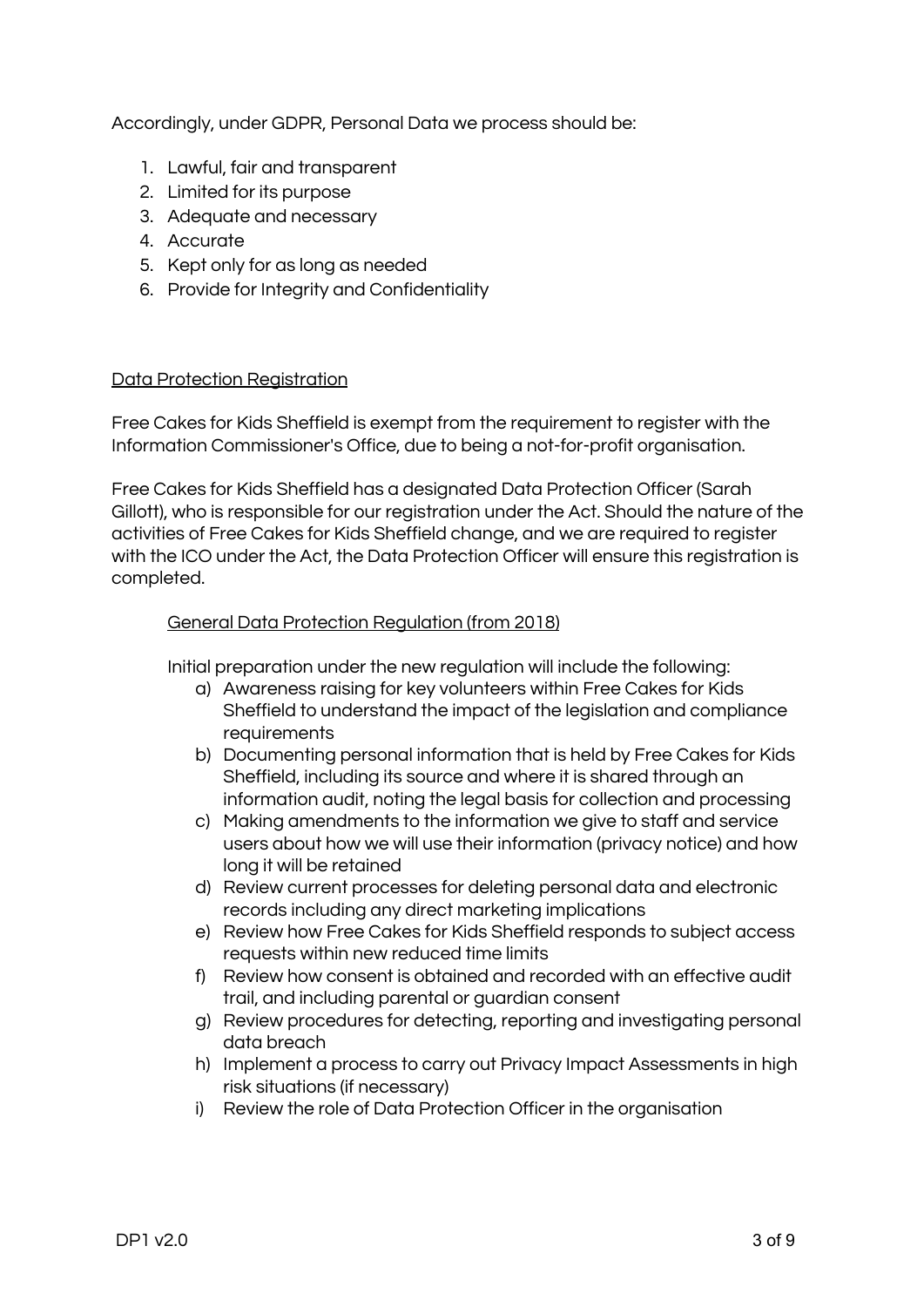Accordingly, under GDPR, Personal Data we process should be:

1. Lawful, fair and transparent
2. Limited for its purpose
3. Adequate and necessary
4. Accurate
5. Kept only for as long as needed
6. Provide for Integrity and Confidentiality

## Data Protection Registration

Free Cakes for Kids Sheffield is exempt from the requirement to register with the Information Commissioner's Office, due to being a not-for-profit organisation.

Free Cakes for Kids Sheffield has a designated Data Protection Officer (Sarah Gillott), who is responsible for our registration under the Act. Should the nature of the activities of Free Cakes for Kids Sheffield change, and we are required to register with the ICO under the Act, the Data Protection Officer will ensure this registration is completed.

### General Data Protection Regulation (from 2018)

Initial preparation under the new regulation will include the following:

a) Awareness raising for key volunteers within Free Cakes for Kids Sheffield to understand the impact of the legislation and compliance requirements
b) Documenting personal information that is held by Free Cakes for Kids Sheffield, including its source and where it is shared through an information audit, noting the legal basis for collection and processing
c) Making amendments to the information we give to staff and service users about how we will use their information (privacy notice) and how long it will be retained
d) Review current processes for deleting personal data and electronic records including any direct marketing implications
e) Review how Free Cakes for Kids Sheffield responds to subject access requests within new reduced time limits
f) Review how consent is obtained and recorded with an effective audit trail, and including parental or guardian consent
g) Review procedures for detecting, reporting and investigating personal data breach
h) Implement a process to carry out Privacy Impact Assessments in high risk situations (if necessary)
i) Review the role of Data Protection Officer in the organisation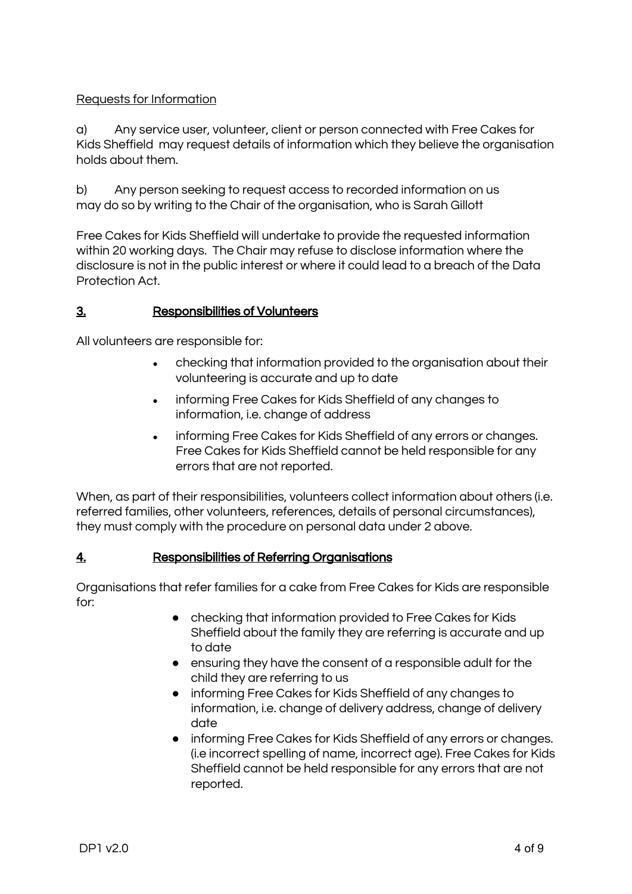Requests for Information

a) Any service user, volunteer, client or person connected with Free Cakes for Kids Sheffield may request details of information which they believe the organisation holds about them.

b) Any person seeking to request access to recorded information on us may do so by writing to the Chair of the organisation, who is Sarah Gillott

Free Cakes for Kids Sheffield will undertake to provide the requested information within 20 working days. The Chair may refuse to disclose information where the disclosure is not in the public interest or where it could lead to a breach of the Data Protection Act.

## 3. Responsibilities of Volunteers

All volunteers are responsible for:

- checking that information provided to the organisation about their volunteering is accurate and up to date
- informing Free Cakes for Kids Sheffield of any changes to information, i.e. change of address
- informing Free Cakes for Kids Sheffield of any errors or changes. Free Cakes for Kids Sheffield cannot be held responsible for any errors that are not reported.

When, as part of their responsibilities, volunteers collect information about others (i.e. referred families, other volunteers, references, details of personal circumstances), they must comply with the procedure on personal data under 2 above.

## 4. Responsibilities of Referring Organisations

Organisations that refer families for a cake from Free Cakes for Kids are responsible for:

- checking that information provided to Free Cakes for Kids Sheffield about the family they are referring is accurate and up to date
- ensuring they have the consent of a responsible adult for the child they are referring to us
- informing Free Cakes for Kids Sheffield of any changes to information, i.e. change of delivery address, change of delivery date
- informing Free Cakes for Kids Sheffield of any errors or changes. (i.e incorrect spelling of name, incorrect age). Free Cakes for Kids Sheffield cannot be held responsible for any errors that are not reported.

DP1 v2.0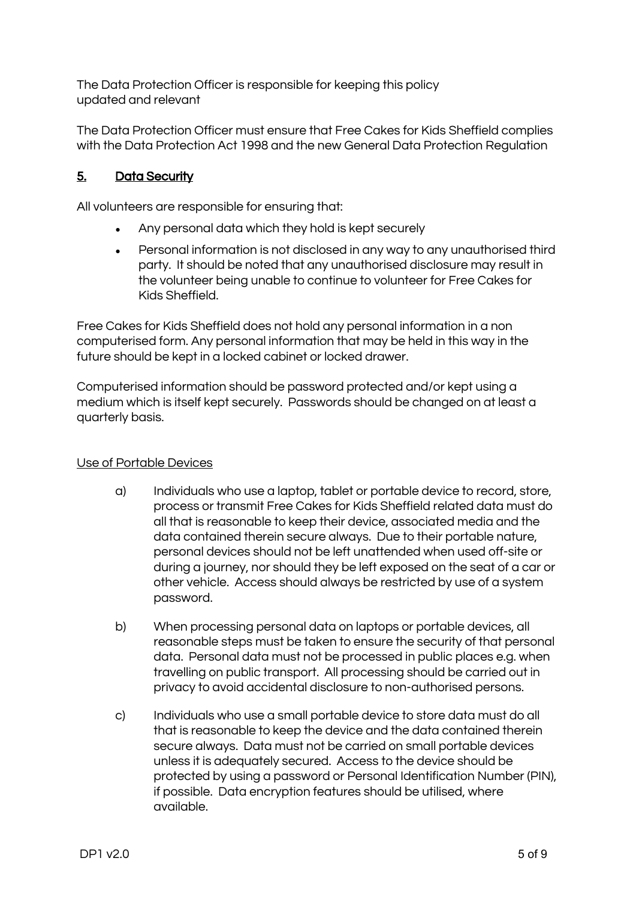The Data Protection Officer is responsible for keeping this policy updated and relevant

The Data Protection Officer must ensure that Free Cakes for Kids Sheffield complies with the Data Protection Act 1998 and the new General Data Protection Regulation

## 5. Data Security

All volunteers are responsible for ensuring that:

- Any personal data which they hold is kept securely
- Personal information is not disclosed in any way to any unauthorised third party. It should be noted that any unauthorised disclosure may result in the volunteer being unable to continue to volunteer for Free Cakes for Kids Sheffield.

Free Cakes for Kids Sheffield does not hold any personal information in a non computerised form. Any personal information that may be held in this way in the future should be kept in a locked cabinet or locked drawer.

Computerised information should be password protected and/or kept using a medium which is itself kept securely. Passwords should be changed on at least a quarterly basis.

Use of Portable Devices

a) Individuals who use a laptop, tablet or portable device to record, store, process or transmit Free Cakes for Kids Sheffield related data must do all that is reasonable to keep their device, associated media and the data contained therein secure always. Due to their portable nature, personal devices should not be left unattended when used off-site or during a journey, nor should they be left exposed on the seat of a car or other vehicle. Access should always be restricted by use of a system password.

b) When processing personal data on laptops or portable devices, all reasonable steps must be taken to ensure the security of that personal data. Personal data must not be processed in public places e.g. when travelling on public transport. All processing should be carried out in privacy to avoid accidental disclosure to non-authorised persons.

c) Individuals who use a small portable device to store data must do all that is reasonable to keep the device and the data contained therein secure always. Data must not be carried on small portable devices unless it is adequately secured. Access to the device should be protected by using a password or Personal Identification Number (PIN), if possible. Data encryption features should be utilised, where available.

DP1 v2.0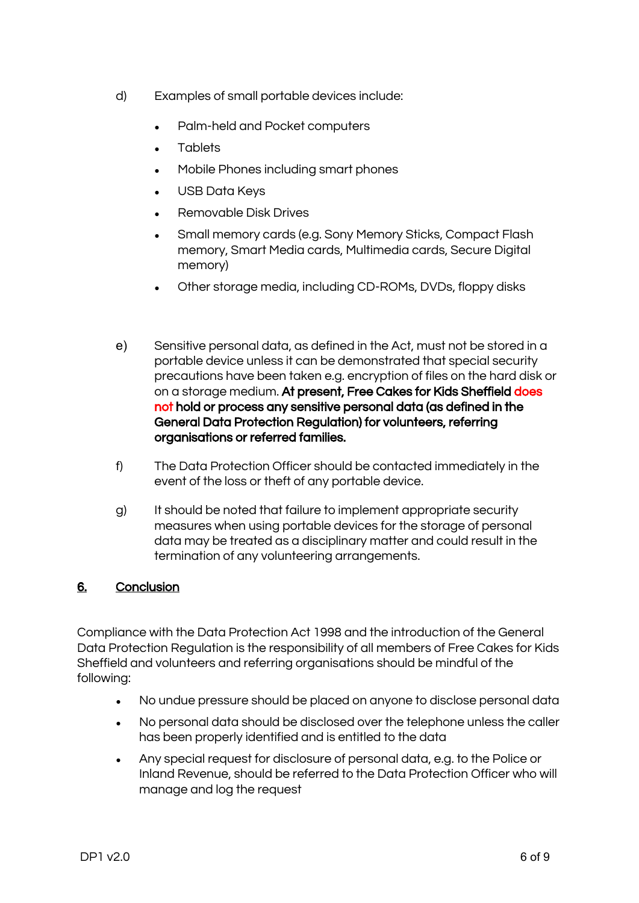d) Examples of small portable devices include:

- Palm-held and Pocket computers
- Tablets
- Mobile Phones including smart phones
- USB Data Keys
- Removable Disk Drives
- Small memory cards (e.g. Sony Memory Sticks, Compact Flash memory, Smart Media cards, Multimedia cards, Secure Digital memory)
- Other storage media, including CD-ROMs, DVDs, floppy disks

e) Sensitive personal data, as defined in the Act, must not be stored in a portable device unless it can be demonstrated that special security precautions have been taken e.g. encryption of files on the hard disk or on a storage medium. **At present, Free Cakes for Kids Sheffield does not hold or process any sensitive personal data (as defined in the General Data Protection Regulation) for volunteers, referring organisations or referred families.**

f) The Data Protection Officer should be contacted immediately in the event of the loss or theft of any portable device.

g) It should be noted that failure to implement appropriate security measures when using portable devices for the storage of personal data may be treated as a disciplinary matter and could result in the termination of any volunteering arrangements.

## 6. Conclusion

Compliance with the Data Protection Act 1998 and the introduction of the General Data Protection Regulation is the responsibility of all members of Free Cakes for Kids Sheffield and volunteers and referring organisations should be mindful of the following:

- No undue pressure should be placed on anyone to disclose personal data
- No personal data should be disclosed over the telephone unless the caller has been properly identified and is entitled to the data
- Any special request for disclosure of personal data, e.g. to the Police or Inland Revenue, should be referred to the Data Protection Officer who will manage and log the request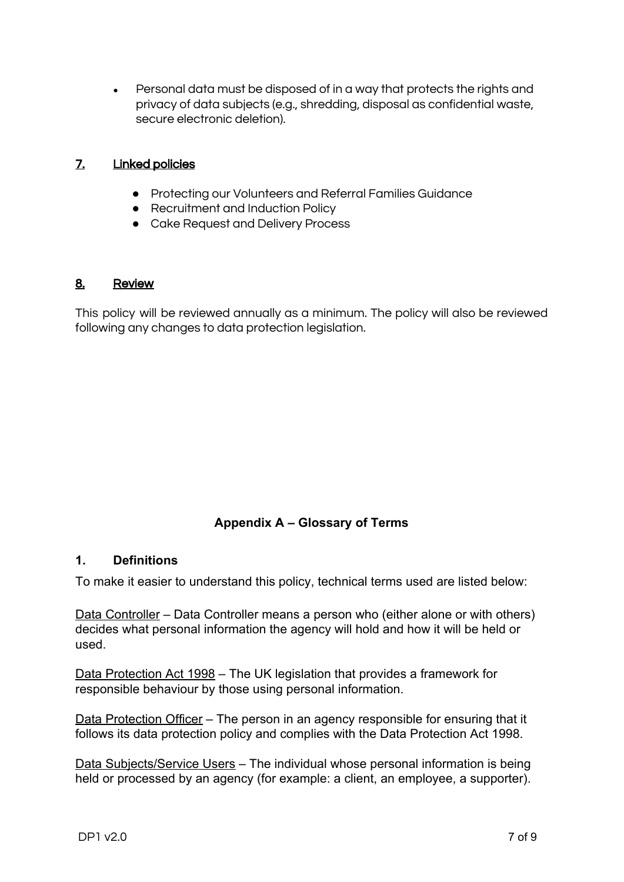- Personal data must be disposed of in a way that protects the rights and privacy of data subjects (e.g., shredding, disposal as confidential waste, secure electronic deletion).

## 7. Linked policies

- Protecting our Volunteers and Referral Families Guidance
- Recruitment and Induction Policy
- Cake Request and Delivery Process

## 8. Review

This policy will be reviewed annually as a minimum. The policy will also be reviewed following any changes to data protection legislation.

## Appendix A – Glossary of Terms

### 1. Definitions

To make it easier to understand this policy, technical terms used are listed below:

Data Controller – Data Controller means a person who (either alone or with others) decides what personal information the agency will hold and how it will be held or used.

Data Protection Act 1998 – The UK legislation that provides a framework for responsible behaviour by those using personal information.

Data Protection Officer – The person in an agency responsible for ensuring that it follows its data protection policy and complies with the Data Protection Act 1998.

Data Subjects/Service Users – The individual whose personal information is being held or processed by an agency (for example: a client, an employee, a supporter).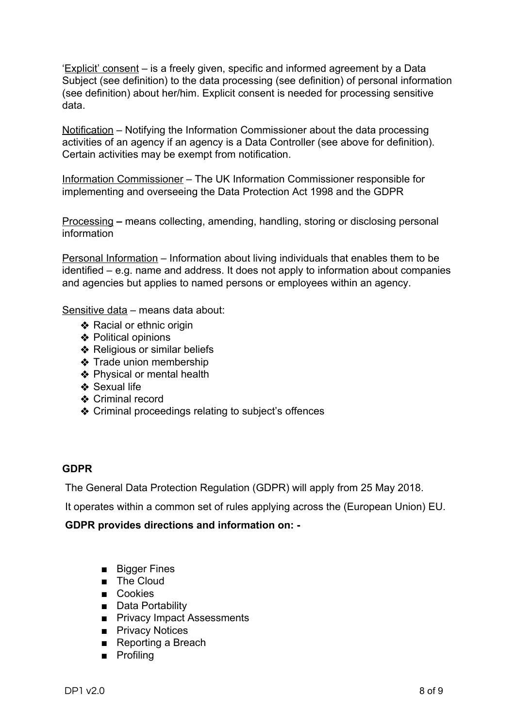'Explicit' consent – is a freely given, specific and informed agreement by a Data Subject (see definition) to the data processing (see definition) of personal information (see definition) about her/him. Explicit consent is needed for processing sensitive data.

Notification – Notifying the Information Commissioner about the data processing activities of an agency if an agency is a Data Controller (see above for definition). Certain activities may be exempt from notification.

Information Commissioner – The UK Information Commissioner responsible for implementing and overseeing the Data Protection Act 1998 and the GDPR

Processing **–** means collecting, amending, handling, storing or disclosing personal information

Personal Information – Information about living individuals that enables them to be identified – e.g. name and address. It does not apply to information about companies and agencies but applies to named persons or employees within an agency.

Sensitive data – means data about:

- Racial or ethnic origin
- Political opinions
- Religious or similar beliefs
- Trade union membership
- Physical or mental health
- Sexual life
- Criminal record
- Criminal proceedings relating to subject's offences

**GDPR**

The General Data Protection Regulation (GDPR) will apply from 25 May 2018.

It operates within a common set of rules applying across the (European Union) EU.

**GDPR provides directions and information on: -**

- Bigger Fines
- The Cloud
- Cookies
- Data Portability
- Privacy Impact Assessments
- Privacy Notices
- Reporting a Breach
- Profiling